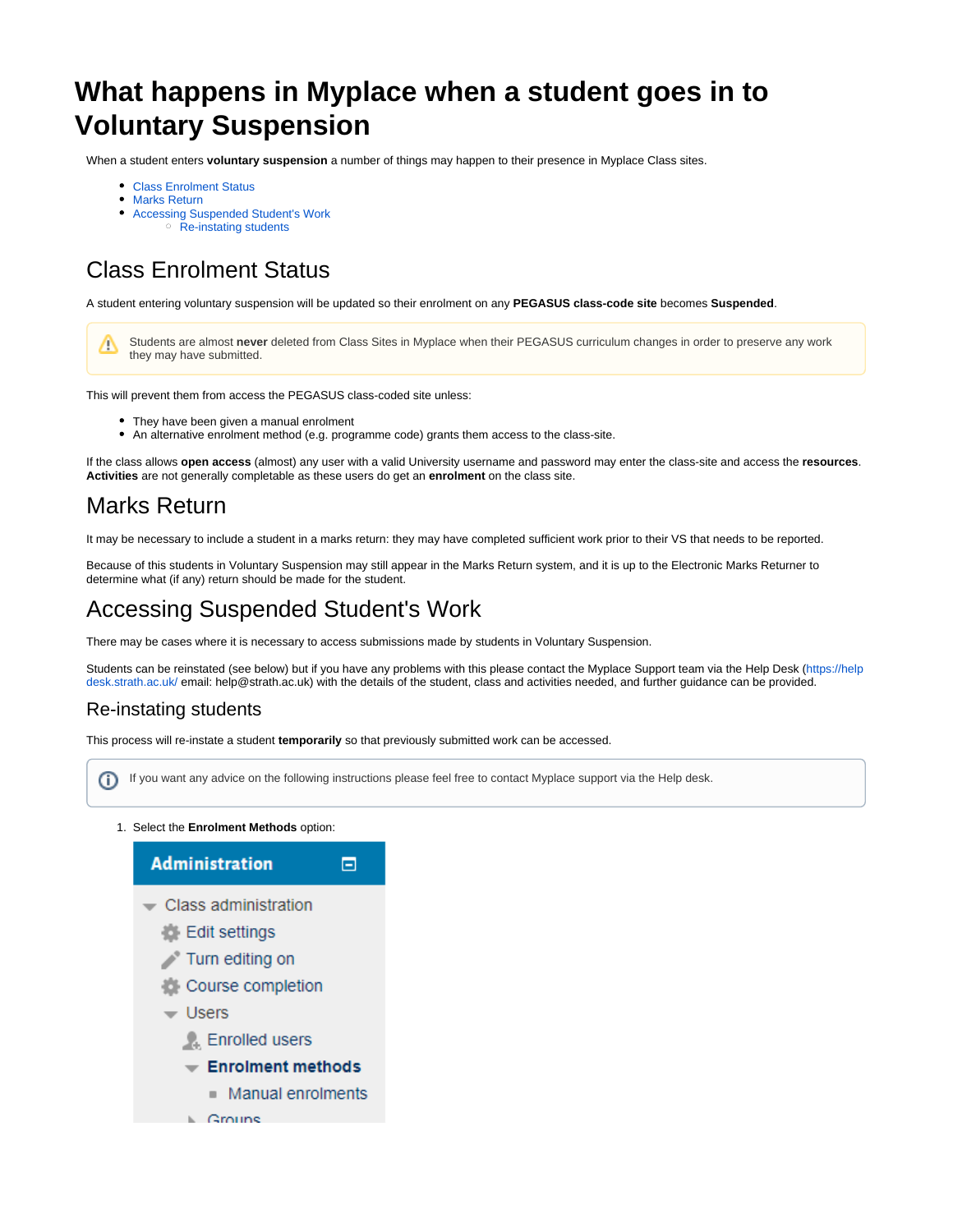# What happens in Myplace when a student goes in to Voluntary Suspension

When a student enters **voluntary suspension** a number of things may happen to their presence in Myplace Class sites.

- Class Enrolment Status
- Marks Return
- Accessing Suspended Student's Work
  - Re-instating students

## Class Enrolment Status

A student entering voluntary suspension will be updated so their enrolment on any **PEGASUS class-code site** becomes **Suspended**.

> Students are almost **never** deleted from Class Sites in Myplace when their PEGASUS curriculum changes in order to preserve any work they may have submitted.

This will prevent them from access the PEGASUS class-coded site unless:

- They have been given a manual enrolment
- An alternative enrolment method (e.g. programme code) grants them access to the class-site.

If the class allows **open access** (almost) any user with a valid University username and password may enter the class-site and access the **resources**. **Activities** are not generally completable as these users do get an **enrolment** on the class site.

## Marks Return

It may be necessary to include a student in a marks return: they may have completed sufficient work prior to their VS that needs to be reported.

Because of this students in Voluntary Suspension may still appear in the Marks Return system, and it is up to the Electronic Marks Returner to determine what (if any) return should be made for the student.

## Accessing Suspended Student's Work

There may be cases where it is necessary to access submissions made by students in Voluntary Suspension.

Students can be reinstated (see below) but if you have any problems with this please contact the Myplace Support team via the Help Desk (https://helpdesk.strath.ac.uk/ email: help@strath.ac.uk) with the details of the student, class and activities needed, and further guidance can be provided.

### Re-instating students

This process will re-instate a student **temporarily** so that previously submitted work can be accessed.

> If you want any advice on the following instructions please feel free to contact Myplace support via the Help desk.

1. Select the **Enrolment Methods** option: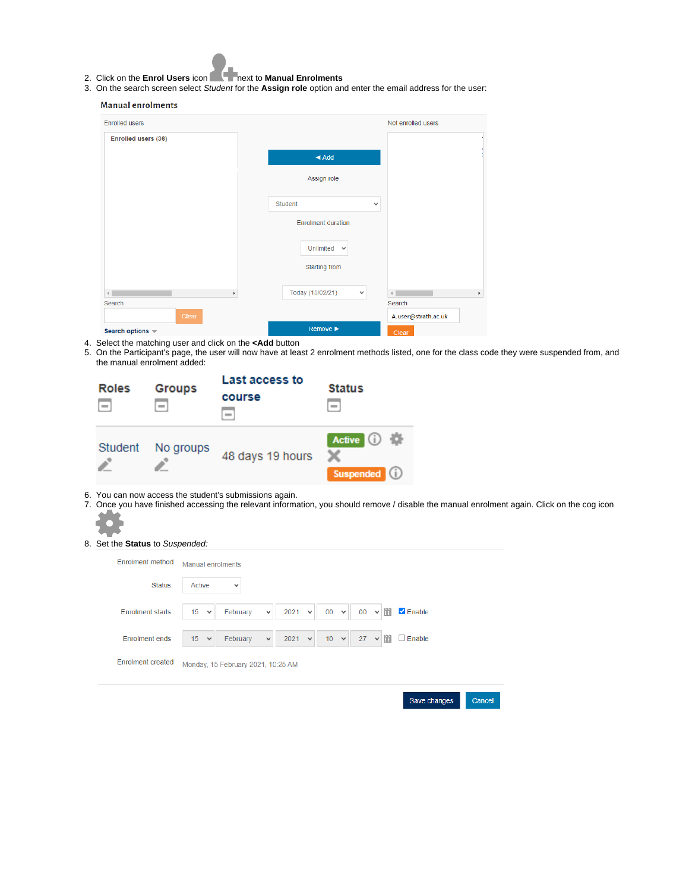2. Click on the **Enrol Users** icon next to **Manual Enrolments**
3. On the search screen select *Student* for the **Assign role** option and enter the email address for the user:

Manual enrolments

Enrolled users

Enrolled users (36)

◄ Add

Assign role

Student

Enrolment duration

Unlimited

Starting from

Today (15/02/21)

Search

Clear

Search options

Remove ►

Not enrolled users

Search

A.user@strath.ac.uk

Clear

4. Select the matching user and click on the **<Add** button
5. On the Participant's page, the user will now have at least 2 enrolment methods listed, one for the class code they were suspended from, and the manual enrolment added:

| Roles | Groups | Last access to course | Status |
|---|---|---|---|
| Student | No groups | 48 days 19 hours | Active / Suspended |

6. You can now access the student's submissions again.
7. Once you have finished accessing the relevant information, you should remove / disable the manual enrolment again. Click on the cog icon
8. Set the **Status** to *Suspended:*

Enrolment method: Manual enrolments

Status: Active

Enrolment starts: 15 February 2021 00 00 ☑ Enable

Enrolment ends: 15 February 2021 10 27 ☐ Enable

Enrolment created: Monday, 15 February 2021, 10:25 AM

Save changes | Cancel